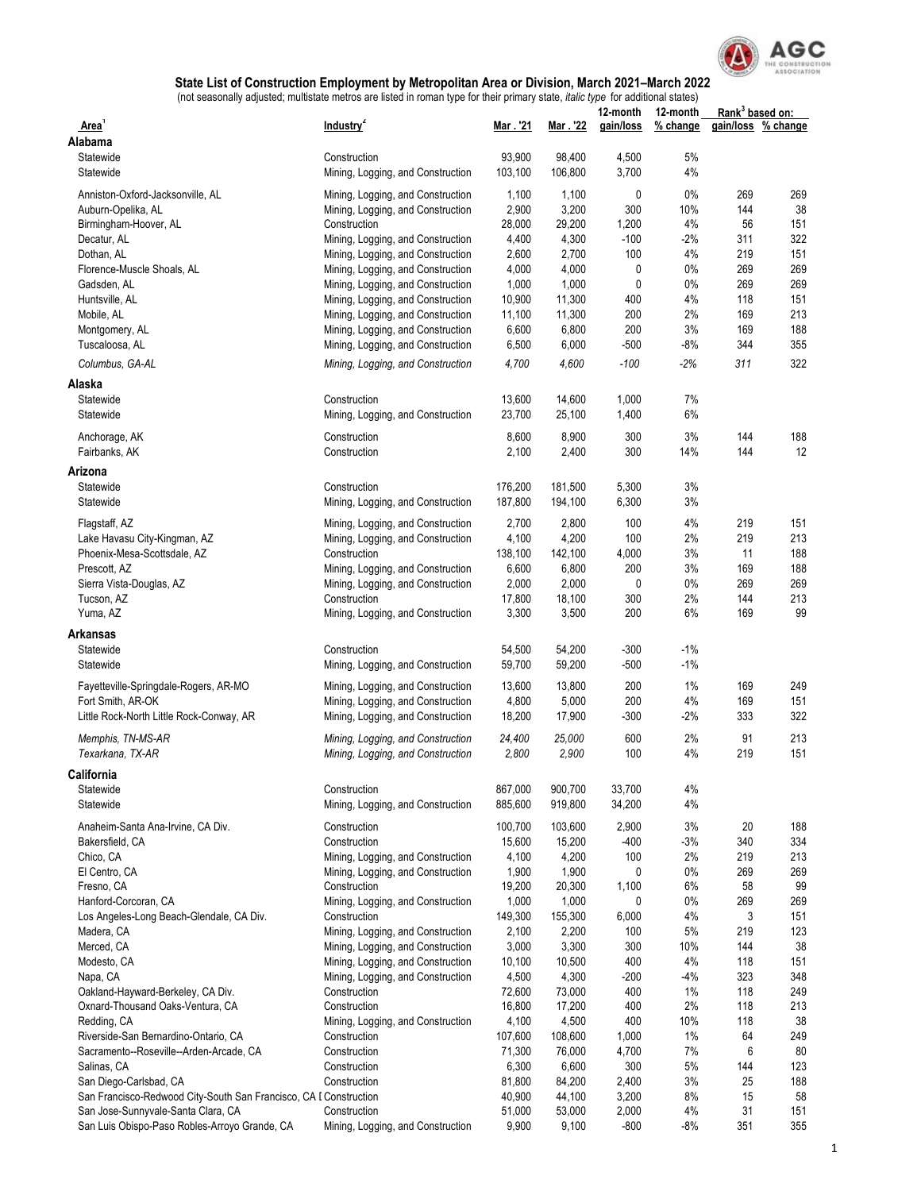## State List of Construction Employment by Metropolitan Area or Division, March 2021–March 2022

(not seasonally adjusted; multistate metros are listed in roman type for their primary state, *italic type* for additional states)

| Area[1] | Industry[2] | Mar . '21 | Mar . '22 | 12-month gain/loss | 12-month % change | Rank[3] based on: gain/loss | Rank[3] based on: % change |
|---|---|---|---|---|---|---|---|
| **Alabama** | | | | | | | |
| Statewide | Construction | 93,900 | 98,400 | 4,500 | 5% | | |
| Statewide | Mining, Logging, and Construction | 103,100 | 106,800 | 3,700 | 4% | | |
| Anniston-Oxford-Jacksonville, AL | Mining, Logging, and Construction | 1,100 | 1,100 | 0 | 0% | 269 | 269 |
| Auburn-Opelika, AL | Mining, Logging, and Construction | 2,900 | 3,200 | 300 | 10% | 144 | 38 |
| Birmingham-Hoover, AL | Construction | 28,000 | 29,200 | 1,200 | 4% | 56 | 151 |
| Decatur, AL | Mining, Logging, and Construction | 4,400 | 4,300 | -100 | -2% | 311 | 322 |
| Dothan, AL | Mining, Logging, and Construction | 2,600 | 2,700 | 100 | 4% | 219 | 151 |
| Florence-Muscle Shoals, AL | Mining, Logging, and Construction | 4,000 | 4,000 | 0 | 0% | 269 | 269 |
| Gadsden, AL | Mining, Logging, and Construction | 1,000 | 1,000 | 0 | 0% | 269 | 269 |
| Huntsville, AL | Mining, Logging, and Construction | 10,900 | 11,300 | 400 | 4% | 118 | 151 |
| Mobile, AL | Mining, Logging, and Construction | 11,100 | 11,300 | 200 | 2% | 169 | 213 |
| Montgomery, AL | Mining, Logging, and Construction | 6,600 | 6,800 | 200 | 3% | 169 | 188 |
| Tuscaloosa, AL | Mining, Logging, and Construction | 6,500 | 6,000 | -500 | -8% | 344 | 355 |
| *Columbus, GA-AL* | *Mining, Logging, and Construction* | *4,700* | *4,600* | *-100* | *-2%* | *311* | *322* |
| **Alaska** | | | | | | | |
| Statewide | Construction | 13,600 | 14,600 | 1,000 | 7% | | |
| Statewide | Mining, Logging, and Construction | 23,700 | 25,100 | 1,400 | 6% | | |
| Anchorage, AK | Construction | 8,600 | 8,900 | 300 | 3% | 144 | 188 |
| Fairbanks, AK | Construction | 2,100 | 2,400 | 300 | 14% | 144 | 12 |
| **Arizona** | | | | | | | |
| Statewide | Construction | 176,200 | 181,500 | 5,300 | 3% | | |
| Statewide | Mining, Logging, and Construction | 187,800 | 194,100 | 6,300 | 3% | | |
| Flagstaff, AZ | Mining, Logging, and Construction | 2,700 | 2,800 | 100 | 4% | 219 | 151 |
| Lake Havasu City-Kingman, AZ | Mining, Logging, and Construction | 4,100 | 4,200 | 100 | 2% | 219 | 213 |
| Phoenix-Mesa-Scottsdale, AZ | Construction | 138,100 | 142,100 | 4,000 | 3% | 11 | 188 |
| Prescott, AZ | Mining, Logging, and Construction | 6,600 | 6,800 | 200 | 3% | 169 | 188 |
| Sierra Vista-Douglas, AZ | Mining, Logging, and Construction | 2,000 | 2,000 | 0 | 0% | 269 | 269 |
| Tucson, AZ | Construction | 17,800 | 18,100 | 300 | 2% | 144 | 213 |
| Yuma, AZ | Mining, Logging, and Construction | 3,300 | 3,500 | 200 | 6% | 169 | 99 |
| **Arkansas** | | | | | | | |
| Statewide | Construction | 54,500 | 54,200 | -300 | -1% | | |
| Statewide | Mining, Logging, and Construction | 59,700 | 59,200 | -500 | -1% | | |
| Fayetteville-Springdale-Rogers, AR-MO | Mining, Logging, and Construction | 13,600 | 13,800 | 200 | 1% | 169 | 249 |
| Fort Smith, AR-OK | Mining, Logging, and Construction | 4,800 | 5,000 | 200 | 4% | 169 | 151 |
| Little Rock-North Little Rock-Conway, AR | Mining, Logging, and Construction | 18,200 | 17,900 | -300 | -2% | 333 | 322 |
| *Memphis, TN-MS-AR* | *Mining, Logging, and Construction* | *24,400* | *25,000* | 600 | 2% | 91 | 213 |
| *Texarkana, TX-AR* | *Mining, Logging, and Construction* | *2,800* | *2,900* | 100 | 4% | 219 | 151 |
| **California** | | | | | | | |
| Statewide | Construction | 867,000 | 900,700 | 33,700 | 4% | | |
| Statewide | Mining, Logging, and Construction | 885,600 | 919,800 | 34,200 | 4% | | |
| Anaheim-Santa Ana-Irvine, CA Div. | Construction | 100,700 | 103,600 | 2,900 | 3% | 20 | 188 |
| Bakersfield, CA | Construction | 15,600 | 15,200 | -400 | -3% | 340 | 334 |
| Chico, CA | Mining, Logging, and Construction | 4,100 | 4,200 | 100 | 2% | 219 | 213 |
| El Centro, CA | Mining, Logging, and Construction | 1,900 | 1,900 | 0 | 0% | 269 | 269 |
| Fresno, CA | Construction | 19,200 | 20,300 | 1,100 | 6% | 58 | 99 |
| Hanford-Corcoran, CA | Mining, Logging, and Construction | 1,000 | 1,000 | 0 | 0% | 269 | 269 |
| Los Angeles-Long Beach-Glendale, CA Div. | Construction | 149,300 | 155,300 | 6,000 | 4% | 3 | 151 |
| Madera, CA | Mining, Logging, and Construction | 2,100 | 2,200 | 100 | 5% | 219 | 123 |
| Merced, CA | Mining, Logging, and Construction | 3,000 | 3,300 | 300 | 10% | 144 | 38 |
| Modesto, CA | Mining, Logging, and Construction | 10,100 | 10,500 | 400 | 4% | 118 | 151 |
| Napa, CA | Mining, Logging, and Construction | 4,500 | 4,300 | -200 | -4% | 323 | 348 |
| Oakland-Hayward-Berkeley, CA Div. | Construction | 72,600 | 73,000 | 400 | 1% | 118 | 249 |
| Oxnard-Thousand Oaks-Ventura, CA | Construction | 16,800 | 17,200 | 400 | 2% | 118 | 213 |
| Redding, CA | Mining, Logging, and Construction | 4,100 | 4,500 | 400 | 10% | 118 | 38 |
| Riverside-San Bernardino-Ontario, CA | Construction | 107,600 | 108,600 | 1,000 | 1% | 64 | 249 |
| Sacramento--Roseville--Arden-Arcade, CA | Construction | 71,300 | 76,000 | 4,700 | 7% | 6 | 80 |
| Salinas, CA | Construction | 6,300 | 6,600 | 300 | 5% | 144 | 123 |
| San Diego-Carlsbad, CA | Construction | 81,800 | 84,200 | 2,400 | 3% | 25 | 188 |
| San Francisco-Redwood City-South San Francisco, CA I | Construction | 40,900 | 44,100 | 3,200 | 8% | 15 | 58 |
| San Jose-Sunnyvale-Santa Clara, CA | Construction | 51,000 | 53,000 | 2,000 | 4% | 31 | 151 |
| San Luis Obispo-Paso Robles-Arroyo Grande, CA | Mining, Logging, and Construction | 9,900 | 9,100 | -800 | -8% | 351 | 355 |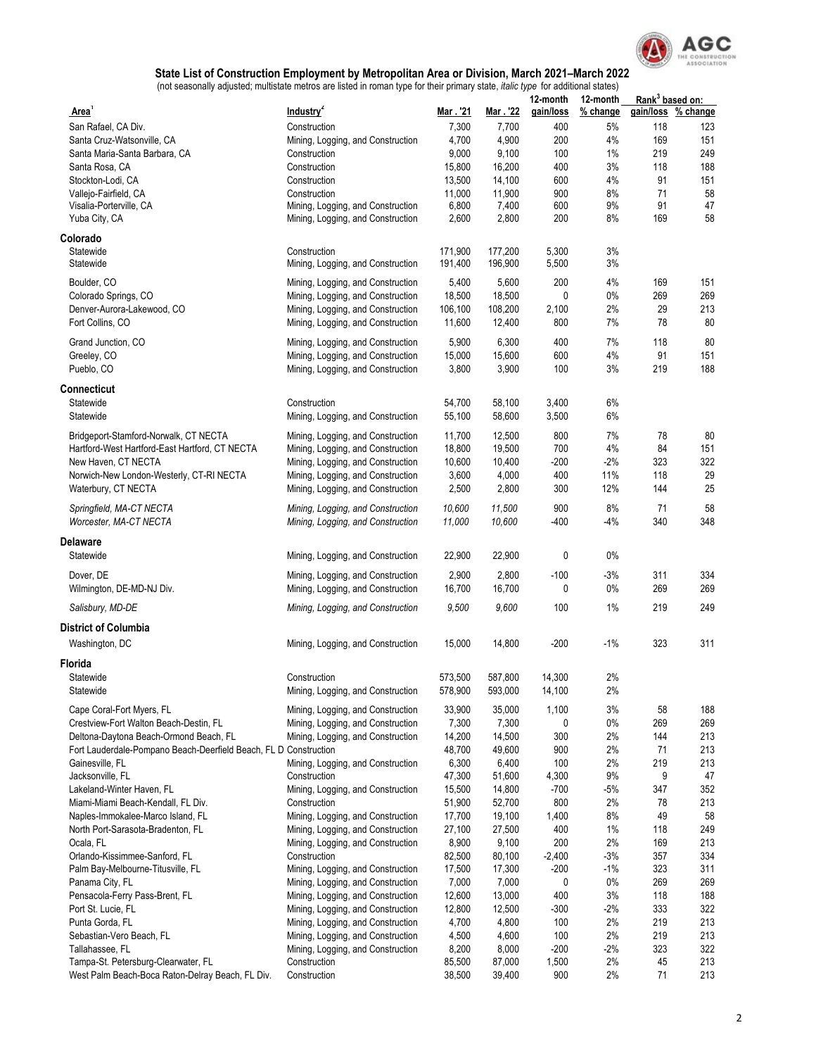## State List of Construction Employment by Metropolitan Area or Division, March 2021–March 2022

(not seasonally adjusted; multistate metros are listed in roman type for their primary state, *italic type* for additional states)

| Area[1] | Industry[2] | Mar. '21 | Mar. '22 | 12-month gain/loss | 12-month % change | Rank[3] based on: gain/loss | Rank[3] based on: % change |
|---|---|---|---|---|---|---|---|
| San Rafael, CA Div. | Construction | 7,300 | 7,700 | 400 | 5% | 118 | 123 |
| Santa Cruz-Watsonville, CA | Mining, Logging, and Construction | 4,700 | 4,900 | 200 | 4% | 169 | 151 |
| Santa Maria-Santa Barbara, CA | Construction | 9,000 | 9,100 | 100 | 1% | 219 | 249 |
| Santa Rosa, CA | Construction | 15,800 | 16,200 | 400 | 3% | 118 | 188 |
| Stockton-Lodi, CA | Construction | 13,500 | 14,100 | 600 | 4% | 91 | 151 |
| Vallejo-Fairfield, CA | Construction | 11,000 | 11,900 | 900 | 8% | 71 | 58 |
| Visalia-Porterville, CA | Mining, Logging, and Construction | 6,800 | 7,400 | 600 | 9% | 91 | 47 |
| Yuba City, CA | Mining, Logging, and Construction | 2,600 | 2,800 | 200 | 8% | 169 | 58 |
| **Colorado** | | | | | | | |
| Statewide | Construction | 171,900 | 177,200 | 5,300 | 3% | | |
| Statewide | Mining, Logging, and Construction | 191,400 | 196,900 | 5,500 | 3% | | |
| Boulder, CO | Mining, Logging, and Construction | 5,400 | 5,600 | 200 | 4% | 169 | 151 |
| Colorado Springs, CO | Mining, Logging, and Construction | 18,500 | 18,500 | 0 | 0% | 269 | 269 |
| Denver-Aurora-Lakewood, CO | Mining, Logging, and Construction | 106,100 | 108,200 | 2,100 | 2% | 29 | 213 |
| Fort Collins, CO | Mining, Logging, and Construction | 11,600 | 12,400 | 800 | 7% | 78 | 80 |
| Grand Junction, CO | Mining, Logging, and Construction | 5,900 | 6,300 | 400 | 7% | 118 | 80 |
| Greeley, CO | Mining, Logging, and Construction | 15,000 | 15,600 | 600 | 4% | 91 | 151 |
| Pueblo, CO | Mining, Logging, and Construction | 3,800 | 3,900 | 100 | 3% | 219 | 188 |
| **Connecticut** | | | | | | | |
| Statewide | Construction | 54,700 | 58,100 | 3,400 | 6% | | |
| Statewide | Mining, Logging, and Construction | 55,100 | 58,600 | 3,500 | 6% | | |
| Bridgeport-Stamford-Norwalk, CT NECTA | Mining, Logging, and Construction | 11,700 | 12,500 | 800 | 7% | 78 | 80 |
| Hartford-West Hartford-East Hartford, CT NECTA | Mining, Logging, and Construction | 18,800 | 19,500 | 700 | 4% | 84 | 151 |
| New Haven, CT NECTA | Mining, Logging, and Construction | 10,600 | 10,400 | -200 | -2% | 323 | 322 |
| Norwich-New London-Westerly, CT-RI NECTA | Mining, Logging, and Construction | 3,600 | 4,000 | 400 | 11% | 118 | 29 |
| Waterbury, CT NECTA | Mining, Logging, and Construction | 2,500 | 2,800 | 300 | 12% | 144 | 25 |
| *Springfield, MA-CT NECTA* | *Mining, Logging, and Construction* | *10,600* | *11,500* | 900 | 8% | 71 | 58 |
| *Worcester, MA-CT NECTA* | *Mining, Logging, and Construction* | *11,000* | *10,600* | -400 | -4% | 340 | 348 |
| **Delaware** | | | | | | | |
| Statewide | Mining, Logging, and Construction | 22,900 | 22,900 | 0 | 0% | | |
| Dover, DE | Mining, Logging, and Construction | 2,900 | 2,800 | -100 | -3% | 311 | 334 |
| Wilmington, DE-MD-NJ Div. | Mining, Logging, and Construction | 16,700 | 16,700 | 0 | 0% | 269 | 269 |
| *Salisbury, MD-DE* | *Mining, Logging, and Construction* | *9,500* | *9,600* | 100 | 1% | 219 | 249 |
| **District of Columbia** | | | | | | | |
| Washington, DC | Mining, Logging, and Construction | 15,000 | 14,800 | -200 | -1% | 323 | 311 |
| **Florida** | | | | | | | |
| Statewide | Construction | 573,500 | 587,800 | 14,300 | 2% | | |
| Statewide | Mining, Logging, and Construction | 578,900 | 593,000 | 14,100 | 2% | | |
| Cape Coral-Fort Myers, FL | Mining, Logging, and Construction | 33,900 | 35,000 | 1,100 | 3% | 58 | 188 |
| Crestview-Fort Walton Beach-Destin, FL | Mining, Logging, and Construction | 7,300 | 7,300 | 0 | 0% | 269 | 269 |
| Deltona-Daytona Beach-Ormond Beach, FL | Mining, Logging, and Construction | 14,200 | 14,500 | 300 | 2% | 144 | 213 |
| Fort Lauderdale-Pompano Beach-Deerfield Beach, FL D | Construction | 48,700 | 49,600 | 900 | 2% | 71 | 213 |
| Gainesville, FL | Mining, Logging, and Construction | 6,300 | 6,400 | 100 | 2% | 219 | 213 |
| Jacksonville, FL | Construction | 47,300 | 51,600 | 4,300 | 9% | 9 | 47 |
| Lakeland-Winter Haven, FL | Mining, Logging, and Construction | 15,500 | 14,800 | -700 | -5% | 347 | 352 |
| Miami-Miami Beach-Kendall, FL Div. | Construction | 51,900 | 52,700 | 800 | 2% | 78 | 213 |
| Naples-Immokalee-Marco Island, FL | Mining, Logging, and Construction | 17,700 | 19,100 | 1,400 | 8% | 49 | 58 |
| North Port-Sarasota-Bradenton, FL | Mining, Logging, and Construction | 27,100 | 27,500 | 400 | 1% | 118 | 249 |
| Ocala, FL | Mining, Logging, and Construction | 8,900 | 9,100 | 200 | 2% | 169 | 213 |
| Orlando-Kissimmee-Sanford, FL | Construction | 82,500 | 80,100 | -2,400 | -3% | 357 | 334 |
| Palm Bay-Melbourne-Titusville, FL | Mining, Logging, and Construction | 17,500 | 17,300 | -200 | -1% | 323 | 311 |
| Panama City, FL | Mining, Logging, and Construction | 7,000 | 7,000 | 0 | 0% | 269 | 269 |
| Pensacola-Ferry Pass-Brent, FL | Mining, Logging, and Construction | 12,600 | 13,000 | 400 | 3% | 118 | 188 |
| Port St. Lucie, FL | Mining, Logging, and Construction | 12,800 | 12,500 | -300 | -2% | 333 | 322 |
| Punta Gorda, FL | Mining, Logging, and Construction | 4,700 | 4,800 | 100 | 2% | 219 | 213 |
| Sebastian-Vero Beach, FL | Mining, Logging, and Construction | 4,500 | 4,600 | 100 | 2% | 219 | 213 |
| Tallahassee, FL | Mining, Logging, and Construction | 8,200 | 8,000 | -200 | -2% | 323 | 322 |
| Tampa-St. Petersburg-Clearwater, FL | Construction | 85,500 | 87,000 | 1,500 | 2% | 45 | 213 |
| West Palm Beach-Boca Raton-Delray Beach, FL Div. | Construction | 38,500 | 39,400 | 900 | 2% | 71 | 213 |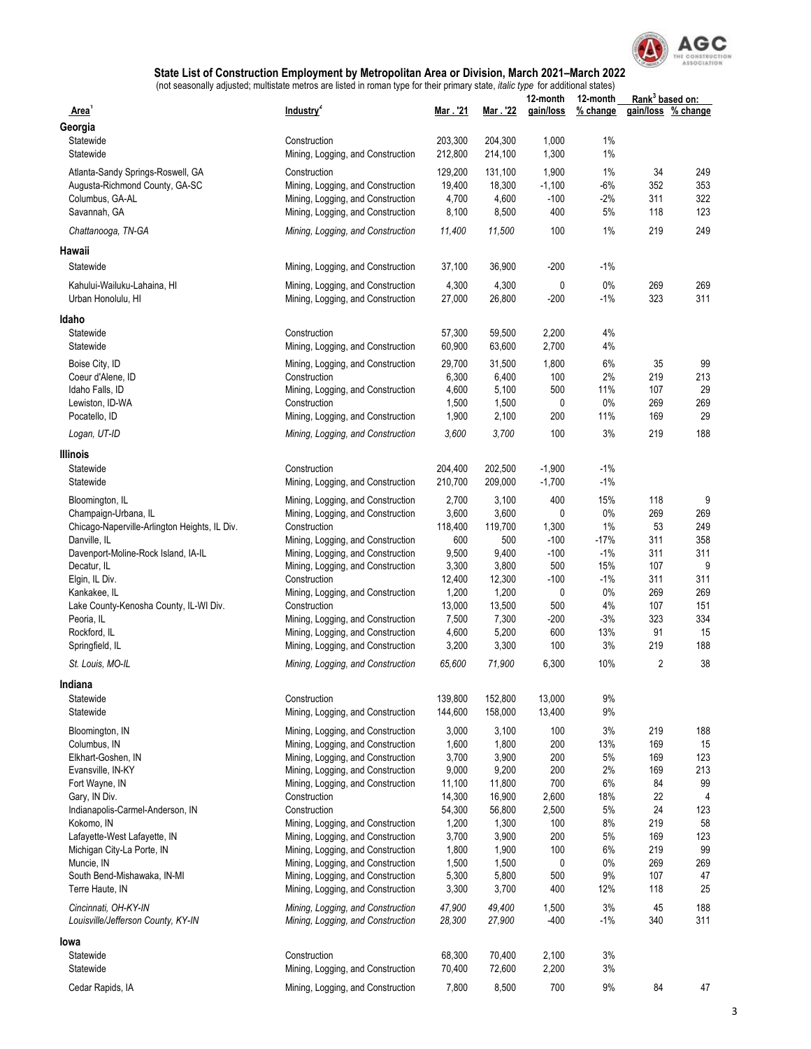**State List of Construction Employment by Metropolitan Area or Division, March 2021–March 2022**

(not seasonally adjusted; multistate metros are listed in roman type for their primary state, *italic type* for additional states)

| Area[1] | Industry[2] | Mar . '21 | Mar . '22 | 12-month gain/loss | 12-month % change | Rank[3] based on: gain/loss | Rank[3] based on: % change |
|---|---|---|---|---|---|---|---|
| **Georgia** | | | | | | | |
| Statewide | Construction | 203,300 | 204,300 | 1,000 | 1% | | |
| Statewide | Mining, Logging, and Construction | 212,800 | 214,100 | 1,300 | 1% | | |
| Atlanta-Sandy Springs-Roswell, GA | Construction | 129,200 | 131,100 | 1,900 | 1% | 34 | 249 |
| Augusta-Richmond County, GA-SC | Mining, Logging, and Construction | 19,400 | 18,300 | -1,100 | -6% | 352 | 353 |
| Columbus, GA-AL | Mining, Logging, and Construction | 4,700 | 4,600 | -100 | -2% | 311 | 322 |
| Savannah, GA | Mining, Logging, and Construction | 8,100 | 8,500 | 400 | 5% | 118 | 123 |
| *Chattanooga, TN-GA* | *Mining, Logging, and Construction* | *11,400* | *11,500* | 100 | 1% | 219 | 249 |
| **Hawaii** | | | | | | | |
| Statewide | Mining, Logging, and Construction | 37,100 | 36,900 | -200 | -1% | | |
| Kahului-Wailuku-Lahaina, HI | Mining, Logging, and Construction | 4,300 | 4,300 | 0 | 0% | 269 | 269 |
| Urban Honolulu, HI | Mining, Logging, and Construction | 27,000 | 26,800 | -200 | -1% | 323 | 311 |
| **Idaho** | | | | | | | |
| Statewide | Construction | 57,300 | 59,500 | 2,200 | 4% | | |
| Statewide | Mining, Logging, and Construction | 60,900 | 63,600 | 2,700 | 4% | | |
| Boise City, ID | Mining, Logging, and Construction | 29,700 | 31,500 | 1,800 | 6% | 35 | 99 |
| Coeur d'Alene, ID | Construction | 6,300 | 6,400 | 100 | 2% | 219 | 213 |
| Idaho Falls, ID | Mining, Logging, and Construction | 4,600 | 5,100 | 500 | 11% | 107 | 29 |
| Lewiston, ID-WA | Construction | 1,500 | 1,500 | 0 | 0% | 269 | 269 |
| Pocatello, ID | Mining, Logging, and Construction | 1,900 | 2,100 | 200 | 11% | 169 | 29 |
| *Logan, UT-ID* | *Mining, Logging, and Construction* | *3,600* | *3,700* | 100 | 3% | 219 | 188 |
| **Illinois** | | | | | | | |
| Statewide | Construction | 204,400 | 202,500 | -1,900 | -1% | | |
| Statewide | Mining, Logging, and Construction | 210,700 | 209,000 | -1,700 | -1% | | |
| Bloomington, IL | Mining, Logging, and Construction | 2,700 | 3,100 | 400 | 15% | 118 | 9 |
| Champaign-Urbana, IL | Mining, Logging, and Construction | 3,600 | 3,600 | 0 | 0% | 269 | 269 |
| Chicago-Naperville-Arlington Heights, IL Div. | Construction | 118,400 | 119,700 | 1,300 | 1% | 53 | 249 |
| Danville, IL | Mining, Logging, and Construction | 600 | 500 | -100 | -17% | 311 | 358 |
| Davenport-Moline-Rock Island, IA-IL | Mining, Logging, and Construction | 9,500 | 9,400 | -100 | -1% | 311 | 311 |
| Decatur, IL | Mining, Logging, and Construction | 3,300 | 3,800 | 500 | 15% | 107 | 9 |
| Elgin, IL Div. | Construction | 12,400 | 12,300 | -100 | -1% | 311 | 311 |
| Kankakee, IL | Mining, Logging, and Construction | 1,200 | 1,200 | 0 | 0% | 269 | 269 |
| Lake County-Kenosha County, IL-WI Div. | Construction | 13,000 | 13,500 | 500 | 4% | 107 | 151 |
| Peoria, IL | Mining, Logging, and Construction | 7,500 | 7,300 | -200 | -3% | 323 | 334 |
| Rockford, IL | Mining, Logging, and Construction | 4,600 | 5,200 | 600 | 13% | 91 | 15 |
| Springfield, IL | Mining, Logging, and Construction | 3,200 | 3,300 | 100 | 3% | 219 | 188 |
| *St. Louis, MO-IL* | *Mining, Logging, and Construction* | *65,600* | *71,900* | 6,300 | 10% | 2 | 38 |
| **Indiana** | | | | | | | |
| Statewide | Construction | 139,800 | 152,800 | 13,000 | 9% | | |
| Statewide | Mining, Logging, and Construction | 144,600 | 158,000 | 13,400 | 9% | | |
| Bloomington, IN | Mining, Logging, and Construction | 3,000 | 3,100 | 100 | 3% | 219 | 188 |
| Columbus, IN | Mining, Logging, and Construction | 1,600 | 1,800 | 200 | 13% | 169 | 15 |
| Elkhart-Goshen, IN | Mining, Logging, and Construction | 3,700 | 3,900 | 200 | 5% | 169 | 123 |
| Evansville, IN-KY | Mining, Logging, and Construction | 9,000 | 9,200 | 200 | 2% | 169 | 213 |
| Fort Wayne, IN | Mining, Logging, and Construction | 11,100 | 11,800 | 700 | 6% | 84 | 99 |
| Gary, IN Div. | Construction | 14,300 | 16,900 | 2,600 | 18% | 22 | 4 |
| Indianapolis-Carmel-Anderson, IN | Construction | 54,300 | 56,800 | 2,500 | 5% | 24 | 123 |
| Kokomo, IN | Mining, Logging, and Construction | 1,200 | 1,300 | 100 | 8% | 219 | 58 |
| Lafayette-West Lafayette, IN | Mining, Logging, and Construction | 3,700 | 3,900 | 200 | 5% | 169 | 123 |
| Michigan City-La Porte, IN | Mining, Logging, and Construction | 1,800 | 1,900 | 100 | 6% | 219 | 99 |
| Muncie, IN | Mining, Logging, and Construction | 1,500 | 1,500 | 0 | 0% | 269 | 269 |
| South Bend-Mishawaka, IN-MI | Mining, Logging, and Construction | 5,300 | 5,800 | 500 | 9% | 107 | 47 |
| Terre Haute, IN | Mining, Logging, and Construction | 3,300 | 3,700 | 400 | 12% | 118 | 25 |
| *Cincinnati, OH-KY-IN* | *Mining, Logging, and Construction* | *47,900* | *49,400* | 1,500 | 3% | 45 | 188 |
| *Louisville/Jefferson County, KY-IN* | *Mining, Logging, and Construction* | *28,300* | *27,900* | -400 | -1% | 340 | 311 |
| **Iowa** | | | | | | | |
| Statewide | Construction | 68,300 | 70,400 | 2,100 | 3% | | |
| Statewide | Mining, Logging, and Construction | 70,400 | 72,600 | 2,200 | 3% | | |
| Cedar Rapids, IA | Mining, Logging, and Construction | 7,800 | 8,500 | 700 | 9% | 84 | 47 |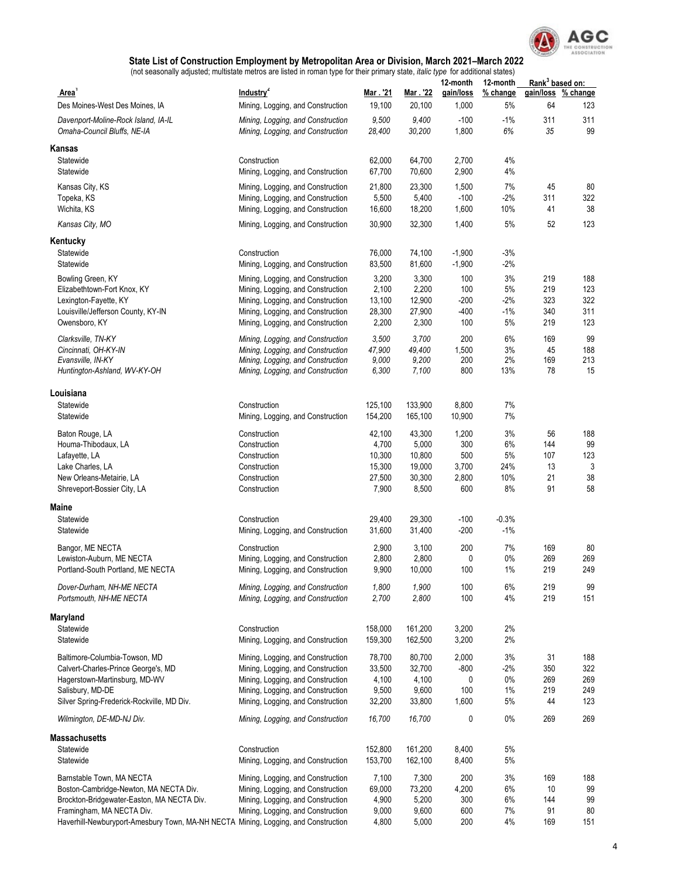# State List of Construction Employment by Metropolitan Area or Division, March 2021–March 2022

(not seasonally adjusted; multistate metros are listed in roman type for their primary state, *italic type* for additional states)

| Area[1] | Industry[2] | Mar. '21 | Mar. '22 | 12-month gain/loss | 12-month % change | Rank[3] based on: gain/loss | Rank[3] based on: % change |
|---|---|---|---|---|---|---|---|
| Des Moines-West Des Moines, IA | Mining, Logging, and Construction | 19,100 | 20,100 | 1,000 | 5% | 64 | 123 |
| *Davenport-Moline-Rock Island, IA-IL* | *Mining, Logging, and Construction* | *9,500* | *9,400* | -100 | -1% | 311 | 311 |
| *Omaha-Council Bluffs, NE-IA* | *Mining, Logging, and Construction* | *28,400* | *30,200* | 1,800 | *6%* | *35* | 99 |
| **Kansas** | | | | | | | |
| Statewide | Construction | 62,000 | 64,700 | 2,700 | 4% | | |
| Statewide | Mining, Logging, and Construction | 67,700 | 70,600 | 2,900 | 4% | | |
| Kansas City, KS | Mining, Logging, and Construction | 21,800 | 23,300 | 1,500 | 7% | 45 | 80 |
| Topeka, KS | Mining, Logging, and Construction | 5,500 | 5,400 | -100 | -2% | 311 | 322 |
| Wichita, KS | Mining, Logging, and Construction | 16,600 | 18,200 | 1,600 | 10% | 41 | 38 |
| *Kansas City, MO* | Mining, Logging, and Construction | 30,900 | 32,300 | 1,400 | 5% | 52 | 123 |
| **Kentucky** | | | | | | | |
| Statewide | Construction | 76,000 | 74,100 | -1,900 | -3% | | |
| Statewide | Mining, Logging, and Construction | 83,500 | 81,600 | -1,900 | -2% | | |
| Bowling Green, KY | Mining, Logging, and Construction | 3,200 | 3,300 | 100 | 3% | 219 | 188 |
| Elizabethtown-Fort Knox, KY | Mining, Logging, and Construction | 2,100 | 2,200 | 100 | 5% | 219 | 123 |
| Lexington-Fayette, KY | Mining, Logging, and Construction | 13,100 | 12,900 | -200 | -2% | 323 | 322 |
| Louisville/Jefferson County, KY-IN | Mining, Logging, and Construction | 28,300 | 27,900 | -400 | -1% | 340 | 311 |
| Owensboro, KY | Mining, Logging, and Construction | 2,200 | 2,300 | 100 | 5% | 219 | 123 |
| *Clarksville, TN-KY* | *Mining, Logging, and Construction* | *3,500* | *3,700* | 200 | 6% | 169 | 99 |
| *Cincinnati, OH-KY-IN* | *Mining, Logging, and Construction* | *47,900* | *49,400* | 1,500 | 3% | 45 | 188 |
| *Evansville, IN-KY* | *Mining, Logging, and Construction* | *9,000* | *9,200* | 200 | 2% | 169 | 213 |
| *Huntington-Ashland, WV-KY-OH* | *Mining, Logging, and Construction* | *6,300* | *7,100* | 800 | 13% | 78 | 15 |
| **Louisiana** | | | | | | | |
| Statewide | Construction | 125,100 | 133,900 | 8,800 | 7% | | |
| Statewide | Mining, Logging, and Construction | 154,200 | 165,100 | 10,900 | 7% | | |
| Baton Rouge, LA | Construction | 42,100 | 43,300 | 1,200 | 3% | 56 | 188 |
| Houma-Thibodaux, LA | Construction | 4,700 | 5,000 | 300 | 6% | 144 | 99 |
| Lafayette, LA | Construction | 10,300 | 10,800 | 500 | 5% | 107 | 123 |
| Lake Charles, LA | Construction | 15,300 | 19,000 | 3,700 | 24% | 13 | 3 |
| New Orleans-Metairie, LA | Construction | 27,500 | 30,300 | 2,800 | 10% | 21 | 38 |
| Shreveport-Bossier City, LA | Construction | 7,900 | 8,500 | 600 | 8% | 91 | 58 |
| **Maine** | | | | | | | |
| Statewide | Construction | 29,400 | 29,300 | -100 | -0.3% | | |
| Statewide | Mining, Logging, and Construction | 31,600 | 31,400 | -200 | -1% | | |
| Bangor, ME NECTA | Construction | 2,900 | 3,100 | 200 | 7% | 169 | 80 |
| Lewiston-Auburn, ME NECTA | Mining, Logging, and Construction | 2,800 | 2,800 | 0 | 0% | 269 | 269 |
| Portland-South Portland, ME NECTA | Mining, Logging, and Construction | 9,900 | 10,000 | 100 | 1% | 219 | 249 |
| *Dover-Durham, NH-ME NECTA* | *Mining, Logging, and Construction* | *1,800* | *1,900* | 100 | 6% | 219 | 99 |
| *Portsmouth, NH-ME NECTA* | *Mining, Logging, and Construction* | *2,700* | *2,800* | 100 | 4% | 219 | 151 |
| **Maryland** | | | | | | | |
| Statewide | Construction | 158,000 | 161,200 | 3,200 | 2% | | |
| Statewide | Mining, Logging, and Construction | 159,300 | 162,500 | 3,200 | 2% | | |
| Baltimore-Columbia-Towson, MD | Mining, Logging, and Construction | 78,700 | 80,700 | 2,000 | 3% | 31 | 188 |
| Calvert-Charles-Prince George's, MD | Mining, Logging, and Construction | 33,500 | 32,700 | -800 | -2% | 350 | 322 |
| Hagerstown-Martinsburg, MD-WV | Mining, Logging, and Construction | 4,100 | 4,100 | 0 | 0% | 269 | 269 |
| Salisbury, MD-DE | Mining, Logging, and Construction | 9,500 | 9,600 | 100 | 1% | 219 | 249 |
| Silver Spring-Frederick-Rockville, MD Div. | Mining, Logging, and Construction | 32,200 | 33,800 | 1,600 | 5% | 44 | 123 |
| *Wilmington, DE-MD-NJ Div.* | *Mining, Logging, and Construction* | *16,700* | *16,700* | 0 | 0% | 269 | 269 |
| **Massachusetts** | | | | | | | |
| Statewide | Construction | 152,800 | 161,200 | 8,400 | 5% | | |
| Statewide | Mining, Logging, and Construction | 153,700 | 162,100 | 8,400 | 5% | | |
| Barnstable Town, MA NECTA | Mining, Logging, and Construction | 7,100 | 7,300 | 200 | 3% | 169 | 188 |
| Boston-Cambridge-Newton, MA NECTA Div. | Mining, Logging, and Construction | 69,000 | 73,200 | 4,200 | 6% | 10 | 99 |
| Brockton-Bridgewater-Easton, MA NECTA Div. | Mining, Logging, and Construction | 4,900 | 5,200 | 300 | 6% | 144 | 99 |
| Framingham, MA NECTA Div. | Mining, Logging, and Construction | 9,000 | 9,600 | 600 | 7% | 91 | 80 |
| Haverhill-Newburyport-Amesbury Town, MA-NH NECTA | Mining, Logging, and Construction | 4,800 | 5,000 | 200 | 4% | 169 | 151 |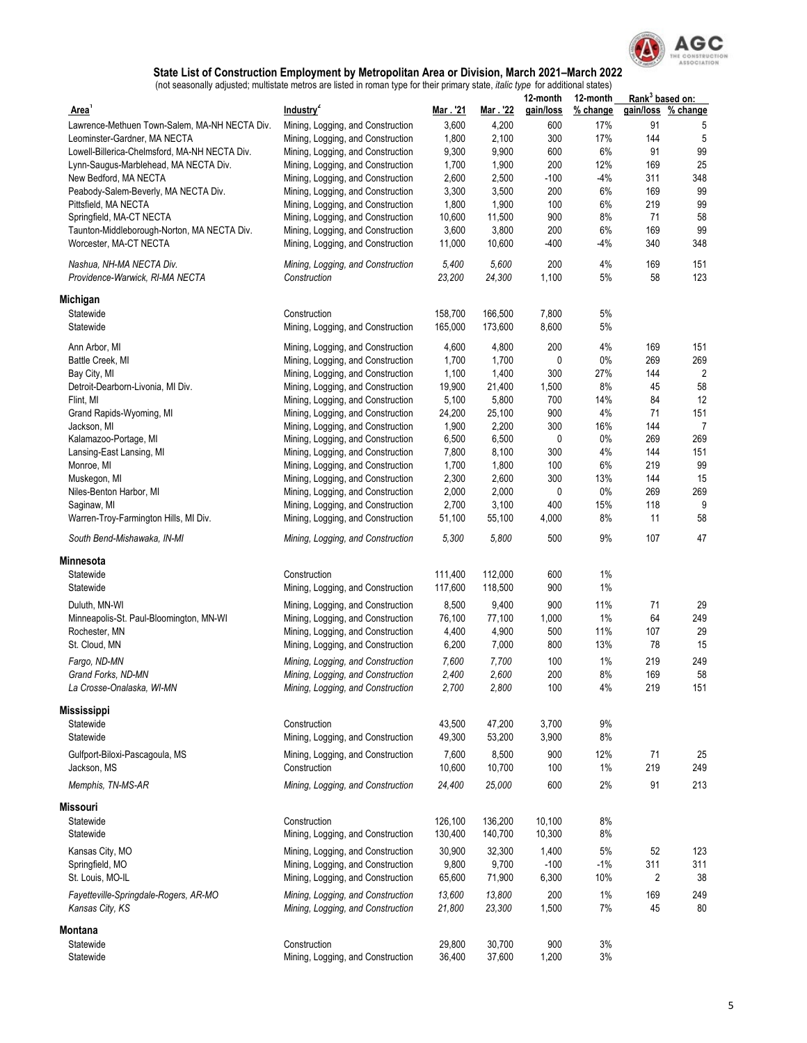## State List of Construction Employment by Metropolitan Area or Division, March 2021–March 2022

(not seasonally adjusted; multistate metros are listed in roman type for their primary state, *italic type* for additional states)

| Area[1] | Industry[2] | Mar . '21 | Mar . '22 | 12-month gain/loss | 12-month % change | Rank[3] based on: gain/loss | Rank[3] based on: % change |
|---|---|---|---|---|---|---|---|
| Lawrence-Methuen Town-Salem, MA-NH NECTA Div. | Mining, Logging, and Construction | 3,600 | 4,200 | 600 | 17% | 91 | 5 |
| Leominster-Gardner, MA NECTA | Mining, Logging, and Construction | 1,800 | 2,100 | 300 | 17% | 144 | 5 |
| Lowell-Billerica-Chelmsford, MA-NH NECTA Div. | Mining, Logging, and Construction | 9,300 | 9,900 | 600 | 6% | 91 | 99 |
| Lynn-Saugus-Marblehead, MA NECTA Div. | Mining, Logging, and Construction | 1,700 | 1,900 | 200 | 12% | 169 | 25 |
| New Bedford, MA NECTA | Mining, Logging, and Construction | 2,600 | 2,500 | -100 | -4% | 311 | 348 |
| Peabody-Salem-Beverly, MA NECTA Div. | Mining, Logging, and Construction | 3,300 | 3,500 | 200 | 6% | 169 | 99 |
| Pittsfield, MA NECTA | Mining, Logging, and Construction | 1,800 | 1,900 | 100 | 6% | 219 | 99 |
| Springfield, MA-CT NECTA | Mining, Logging, and Construction | 10,600 | 11,500 | 900 | 8% | 71 | 58 |
| Taunton-Middleborough-Norton, MA NECTA Div. | Mining, Logging, and Construction | 3,600 | 3,800 | 200 | 6% | 169 | 99 |
| Worcester, MA-CT NECTA | Mining, Logging, and Construction | 11,000 | 10,600 | -400 | -4% | 340 | 348 |
| *Nashua, NH-MA NECTA Div.* | *Mining, Logging, and Construction* | *5,400* | *5,600* | 200 | 4% | 169 | 151 |
| *Providence-Warwick, RI-MA NECTA* | *Construction* | *23,200* | *24,300* | 1,100 | 5% | 58 | 123 |
| **Michigan** | | | | | | | |
| Statewide | Construction | 158,700 | 166,500 | 7,800 | 5% | | |
| Statewide | Mining, Logging, and Construction | 165,000 | 173,600 | 8,600 | 5% | | |
| Ann Arbor, MI | Mining, Logging, and Construction | 4,600 | 4,800 | 200 | 4% | 169 | 151 |
| Battle Creek, MI | Mining, Logging, and Construction | 1,700 | 1,700 | 0 | 0% | 269 | 269 |
| Bay City, MI | Mining, Logging, and Construction | 1,100 | 1,400 | 300 | 27% | 144 | 2 |
| Detroit-Dearborn-Livonia, MI Div. | Mining, Logging, and Construction | 19,900 | 21,400 | 1,500 | 8% | 45 | 58 |
| Flint, MI | Mining, Logging, and Construction | 5,100 | 5,800 | 700 | 14% | 84 | 12 |
| Grand Rapids-Wyoming, MI | Mining, Logging, and Construction | 24,200 | 25,100 | 900 | 4% | 71 | 151 |
| Jackson, MI | Mining, Logging, and Construction | 1,900 | 2,200 | 300 | 16% | 144 | 7 |
| Kalamazoo-Portage, MI | Mining, Logging, and Construction | 6,500 | 6,500 | 0 | 0% | 269 | 269 |
| Lansing-East Lansing, MI | Mining, Logging, and Construction | 7,800 | 8,100 | 300 | 4% | 144 | 151 |
| Monroe, MI | Mining, Logging, and Construction | 1,700 | 1,800 | 100 | 6% | 219 | 99 |
| Muskegon, MI | Mining, Logging, and Construction | 2,300 | 2,600 | 300 | 13% | 144 | 15 |
| Niles-Benton Harbor, MI | Mining, Logging, and Construction | 2,000 | 2,000 | 0 | 0% | 269 | 269 |
| Saginaw, MI | Mining, Logging, and Construction | 2,700 | 3,100 | 400 | 15% | 118 | 9 |
| Warren-Troy-Farmington Hills, MI Div. | Mining, Logging, and Construction | 51,100 | 55,100 | 4,000 | 8% | 11 | 58 |
| *South Bend-Mishawaka, IN-MI* | *Mining, Logging, and Construction* | *5,300* | *5,800* | 500 | 9% | 107 | 47 |
| **Minnesota** | | | | | | | |
| Statewide | Construction | 111,400 | 112,000 | 600 | 1% | | |
| Statewide | Mining, Logging, and Construction | 117,600 | 118,500 | 900 | 1% | | |
| Duluth, MN-WI | Mining, Logging, and Construction | 8,500 | 9,400 | 900 | 11% | 71 | 29 |
| Minneapolis-St. Paul-Bloomington, MN-WI | Mining, Logging, and Construction | 76,100 | 77,100 | 1,000 | 1% | 64 | 249 |
| Rochester, MN | Mining, Logging, and Construction | 4,400 | 4,900 | 500 | 11% | 107 | 29 |
| St. Cloud, MN | Mining, Logging, and Construction | 6,200 | 7,000 | 800 | 13% | 78 | 15 |
| *Fargo, ND-MN* | *Mining, Logging, and Construction* | *7,600* | *7,700* | 100 | 1% | 219 | 249 |
| *Grand Forks, ND-MN* | *Mining, Logging, and Construction* | *2,400* | *2,600* | 200 | 8% | 169 | 58 |
| *La Crosse-Onalaska, WI-MN* | *Mining, Logging, and Construction* | *2,700* | *2,800* | 100 | 4% | 219 | 151 |
| **Mississippi** | | | | | | | |
| Statewide | Construction | 43,500 | 47,200 | 3,700 | 9% | | |
| Statewide | Mining, Logging, and Construction | 49,300 | 53,200 | 3,900 | 8% | | |
| Gulfport-Biloxi-Pascagoula, MS | Mining, Logging, and Construction | 7,600 | 8,500 | 900 | 12% | 71 | 25 |
| Jackson, MS | Construction | 10,600 | 10,700 | 100 | 1% | 219 | 249 |
| *Memphis, TN-MS-AR* | *Mining, Logging, and Construction* | *24,400* | *25,000* | 600 | 2% | 91 | 213 |
| **Missouri** | | | | | | | |
| Statewide | Construction | 126,100 | 136,200 | 10,100 | 8% | | |
| Statewide | Mining, Logging, and Construction | 130,400 | 140,700 | 10,300 | 8% | | |
| Kansas City, MO | Mining, Logging, and Construction | 30,900 | 32,300 | 1,400 | 5% | 52 | 123 |
| Springfield, MO | Mining, Logging, and Construction | 9,800 | 9,700 | -100 | -1% | 311 | 311 |
| St. Louis, MO-IL | Mining, Logging, and Construction | 65,600 | 71,900 | 6,300 | 10% | 2 | 38 |
| *Fayetteville-Springdale-Rogers, AR-MO* | *Mining, Logging, and Construction* | *13,600* | *13,800* | 200 | 1% | 169 | 249 |
| *Kansas City, KS* | *Mining, Logging, and Construction* | *21,800* | *23,300* | 1,500 | 7% | 45 | 80 |
| **Montana** | | | | | | | |
| Statewide | Construction | 29,800 | 30,700 | 900 | 3% | | |
| Statewide | Mining, Logging, and Construction | 36,400 | 37,600 | 1,200 | 3% | | |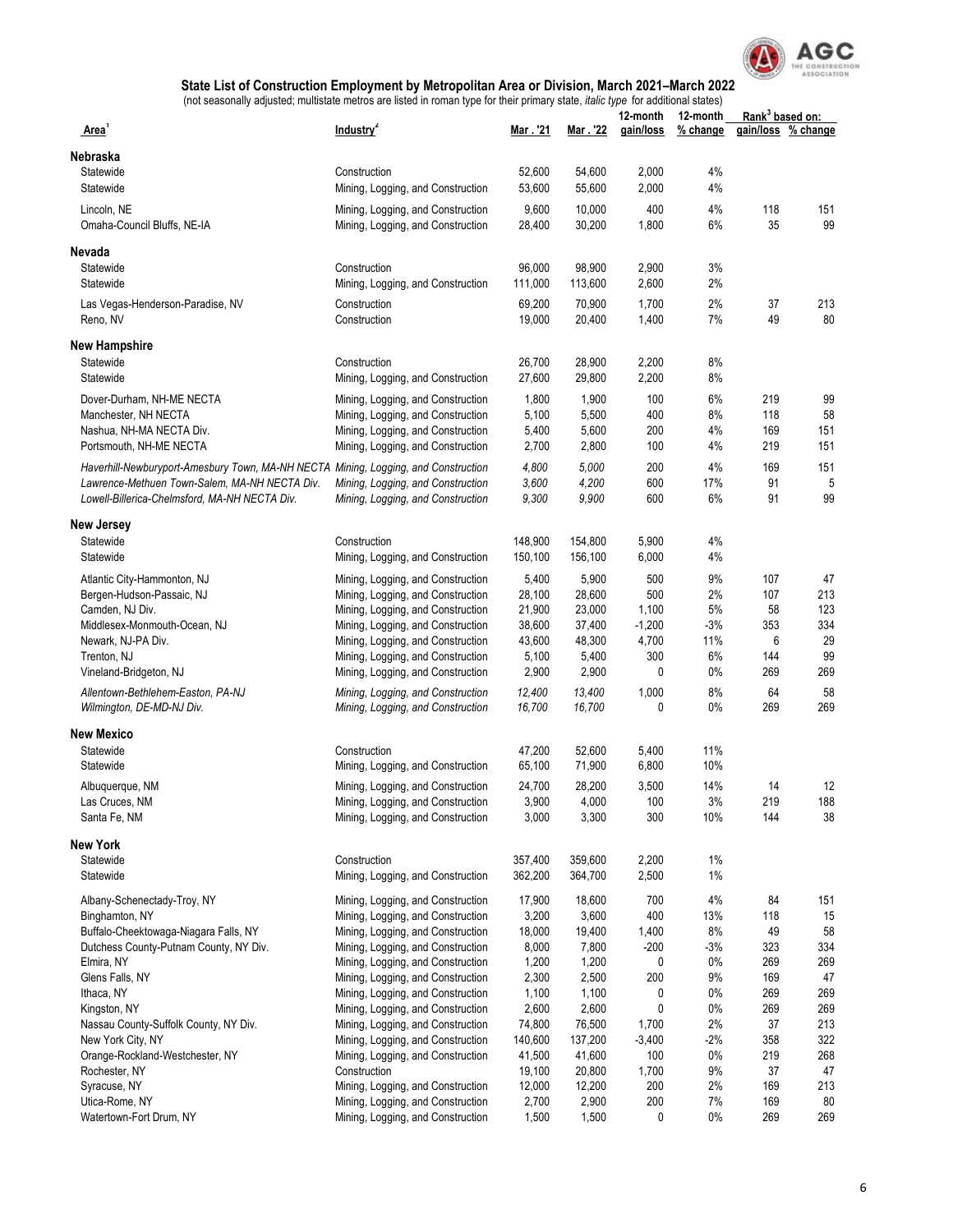# State List of Construction Employment by Metropolitan Area or Division, March 2021–March 2022

(not seasonally adjusted; multistate metros are listed in roman type for their primary state, *italic type* for additional states)

| Area[1] | Industry[2] | Mar. '21 | Mar. '22 | 12-month gain/loss | 12-month % change | Rank[3] based on: gain/loss | Rank[3] based on: % change |
|---|---|---|---|---|---|---|---|
| **Nebraska** | | | | | | | |
| Statewide | Construction | 52,600 | 54,600 | 2,000 | 4% | | |
| Statewide | Mining, Logging, and Construction | 53,600 | 55,600 | 2,000 | 4% | | |
| Lincoln, NE | Mining, Logging, and Construction | 9,600 | 10,000 | 400 | 4% | 118 | 151 |
| Omaha-Council Bluffs, NE-IA | Mining, Logging, and Construction | 28,400 | 30,200 | 1,800 | 6% | 35 | 99 |
| **Nevada** | | | | | | | |
| Statewide | Construction | 96,000 | 98,900 | 2,900 | 3% | | |
| Statewide | Mining, Logging, and Construction | 111,000 | 113,600 | 2,600 | 2% | | |
| Las Vegas-Henderson-Paradise, NV | Construction | 69,200 | 70,900 | 1,700 | 2% | 37 | 213 |
| Reno, NV | Construction | 19,000 | 20,400 | 1,400 | 7% | 49 | 80 |
| **New Hampshire** | | | | | | | |
| Statewide | Construction | 26,700 | 28,900 | 2,200 | 8% | | |
| Statewide | Mining, Logging, and Construction | 27,600 | 29,800 | 2,200 | 8% | | |
| Dover-Durham, NH-ME NECTA | Mining, Logging, and Construction | 1,800 | 1,900 | 100 | 6% | 219 | 99 |
| Manchester, NH NECTA | Mining, Logging, and Construction | 5,100 | 5,500 | 400 | 8% | 118 | 58 |
| Nashua, NH-MA NECTA Div. | Mining, Logging, and Construction | 5,400 | 5,600 | 200 | 4% | 169 | 151 |
| Portsmouth, NH-ME NECTA | Mining, Logging, and Construction | 2,700 | 2,800 | 100 | 4% | 219 | 151 |
| *Haverhill-Newburyport-Amesbury Town, MA-NH NECTA* | *Mining, Logging, and Construction* | *4,800* | *5,000* | 200 | 4% | 169 | 151 |
| *Lawrence-Methuen Town-Salem, MA-NH NECTA Div.* | *Mining, Logging, and Construction* | *3,600* | *4,200* | 600 | 17% | 91 | 5 |
| *Lowell-Billerica-Chelmsford, MA-NH NECTA Div.* | *Mining, Logging, and Construction* | *9,300* | *9,900* | 600 | 6% | 91 | 99 |
| **New Jersey** | | | | | | | |
| Statewide | Construction | 148,900 | 154,800 | 5,900 | 4% | | |
| Statewide | Mining, Logging, and Construction | 150,100 | 156,100 | 6,000 | 4% | | |
| Atlantic City-Hammonton, NJ | Mining, Logging, and Construction | 5,400 | 5,900 | 500 | 9% | 107 | 47 |
| Bergen-Hudson-Passaic, NJ | Mining, Logging, and Construction | 28,100 | 28,600 | 500 | 2% | 107 | 213 |
| Camden, NJ Div. | Mining, Logging, and Construction | 21,900 | 23,000 | 1,100 | 5% | 58 | 123 |
| Middlesex-Monmouth-Ocean, NJ | Mining, Logging, and Construction | 38,600 | 37,400 | -1,200 | -3% | 353 | 334 |
| Newark, NJ-PA Div. | Mining, Logging, and Construction | 43,600 | 48,300 | 4,700 | 11% | 6 | 29 |
| Trenton, NJ | Mining, Logging, and Construction | 5,100 | 5,400 | 300 | 6% | 144 | 99 |
| Vineland-Bridgeton, NJ | Mining, Logging, and Construction | 2,900 | 2,900 | 0 | 0% | 269 | 269 |
| *Allentown-Bethlehem-Easton, PA-NJ* | *Mining, Logging, and Construction* | *12,400* | *13,400* | 1,000 | 8% | 64 | 58 |
| *Wilmington, DE-MD-NJ Div.* | *Mining, Logging, and Construction* | *16,700* | *16,700* | 0 | 0% | 269 | 269 |
| **New Mexico** | | | | | | | |
| Statewide | Construction | 47,200 | 52,600 | 5,400 | 11% | | |
| Statewide | Mining, Logging, and Construction | 65,100 | 71,900 | 6,800 | 10% | | |
| Albuquerque, NM | Mining, Logging, and Construction | 24,700 | 28,200 | 3,500 | 14% | 14 | 12 |
| Las Cruces, NM | Mining, Logging, and Construction | 3,900 | 4,000 | 100 | 3% | 219 | 188 |
| Santa Fe, NM | Mining, Logging, and Construction | 3,000 | 3,300 | 300 | 10% | 144 | 38 |
| **New York** | | | | | | | |
| Statewide | Construction | 357,400 | 359,600 | 2,200 | 1% | | |
| Statewide | Mining, Logging, and Construction | 362,200 | 364,700 | 2,500 | 1% | | |
| Albany-Schenectady-Troy, NY | Mining, Logging, and Construction | 17,900 | 18,600 | 700 | 4% | 84 | 151 |
| Binghamton, NY | Mining, Logging, and Construction | 3,200 | 3,600 | 400 | 13% | 118 | 15 |
| Buffalo-Cheektowaga-Niagara Falls, NY | Mining, Logging, and Construction | 18,000 | 19,400 | 1,400 | 8% | 49 | 58 |
| Dutchess County-Putnam County, NY Div. | Mining, Logging, and Construction | 8,000 | 7,800 | -200 | -3% | 323 | 334 |
| Elmira, NY | Mining, Logging, and Construction | 1,200 | 1,200 | 0 | 0% | 269 | 269 |
| Glens Falls, NY | Mining, Logging, and Construction | 2,300 | 2,500 | 200 | 9% | 169 | 47 |
| Ithaca, NY | Mining, Logging, and Construction | 1,100 | 1,100 | 0 | 0% | 269 | 269 |
| Kingston, NY | Mining, Logging, and Construction | 2,600 | 2,600 | 0 | 0% | 269 | 269 |
| Nassau County-Suffolk County, NY Div. | Mining, Logging, and Construction | 74,800 | 76,500 | 1,700 | 2% | 37 | 213 |
| New York City, NY | Mining, Logging, and Construction | 140,600 | 137,200 | -3,400 | -2% | 358 | 322 |
| Orange-Rockland-Westchester, NY | Mining, Logging, and Construction | 41,500 | 41,600 | 100 | 0% | 219 | 268 |
| Rochester, NY | Construction | 19,100 | 20,800 | 1,700 | 9% | 37 | 47 |
| Syracuse, NY | Mining, Logging, and Construction | 12,000 | 12,200 | 200 | 2% | 169 | 213 |
| Utica-Rome, NY | Mining, Logging, and Construction | 2,700 | 2,900 | 200 | 7% | 169 | 80 |
| Watertown-Fort Drum, NY | Mining, Logging, and Construction | 1,500 | 1,500 | 0 | 0% | 269 | 269 |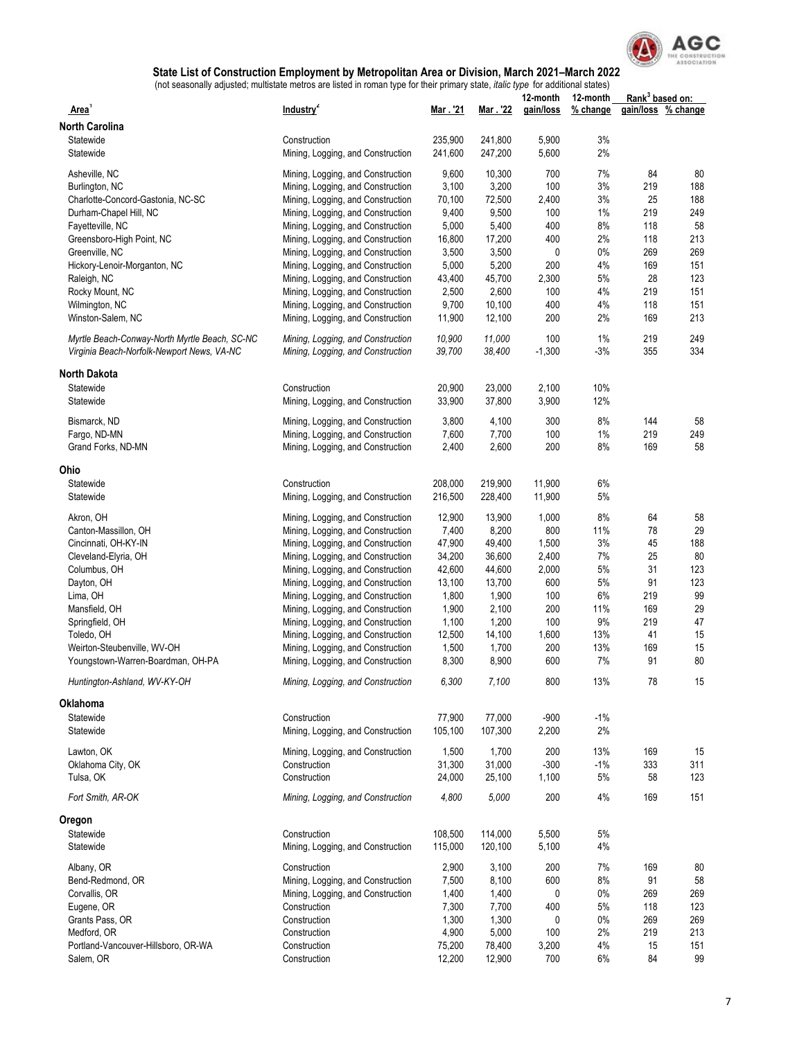## State List of Construction Employment by Metropolitan Area or Division, March 2021–March 2022

(not seasonally adjusted; multistate metros are listed in roman type for their primary state, *italic type* for additional states)

| Area[1] | Industry[2] | Mar. '21 | Mar. '22 | 12-month gain/loss | 12-month % change | Rank[3] based on: gain/loss | Rank[3] based on: % change |
|---|---|---|---|---|---|---|---|
| **North Carolina** | | | | | | | |
| Statewide | Construction | 235,900 | 241,800 | 5,900 | 3% | | |
| Statewide | Mining, Logging, and Construction | 241,600 | 247,200 | 5,600 | 2% | | |
| Asheville, NC | Mining, Logging, and Construction | 9,600 | 10,300 | 700 | 7% | 84 | 80 |
| Burlington, NC | Mining, Logging, and Construction | 3,100 | 3,200 | 100 | 3% | 219 | 188 |
| Charlotte-Concord-Gastonia, NC-SC | Mining, Logging, and Construction | 70,100 | 72,500 | 2,400 | 3% | 25 | 188 |
| Durham-Chapel Hill, NC | Mining, Logging, and Construction | 9,400 | 9,500 | 100 | 1% | 219 | 249 |
| Fayetteville, NC | Mining, Logging, and Construction | 5,000 | 5,400 | 400 | 8% | 118 | 58 |
| Greensboro-High Point, NC | Mining, Logging, and Construction | 16,800 | 17,200 | 400 | 2% | 118 | 213 |
| Greenville, NC | Mining, Logging, and Construction | 3,500 | 3,500 | 0 | 0% | 269 | 269 |
| Hickory-Lenoir-Morganton, NC | Mining, Logging, and Construction | 5,000 | 5,200 | 200 | 4% | 169 | 151 |
| Raleigh, NC | Mining, Logging, and Construction | 43,400 | 45,700 | 2,300 | 5% | 28 | 123 |
| Rocky Mount, NC | Mining, Logging, and Construction | 2,500 | 2,600 | 100 | 4% | 219 | 151 |
| Wilmington, NC | Mining, Logging, and Construction | 9,700 | 10,100 | 400 | 4% | 118 | 151 |
| Winston-Salem, NC | Mining, Logging, and Construction | 11,900 | 12,100 | 200 | 2% | 169 | 213 |
| *Myrtle Beach-Conway-North Myrtle Beach, SC-NC* | *Mining, Logging, and Construction* | *10,900* | *11,000* | 100 | 1% | 219 | 249 |
| *Virginia Beach-Norfolk-Newport News, VA-NC* | *Mining, Logging, and Construction* | *39,700* | *38,400* | -1,300 | -3% | 355 | 334 |
| **North Dakota** | | | | | | | |
| Statewide | Construction | 20,900 | 23,000 | 2,100 | 10% | | |
| Statewide | Mining, Logging, and Construction | 33,900 | 37,800 | 3,900 | 12% | | |
| Bismarck, ND | Mining, Logging, and Construction | 3,800 | 4,100 | 300 | 8% | 144 | 58 |
| Fargo, ND-MN | Mining, Logging, and Construction | 7,600 | 7,700 | 100 | 1% | 219 | 249 |
| Grand Forks, ND-MN | Mining, Logging, and Construction | 2,400 | 2,600 | 200 | 8% | 169 | 58 |
| **Ohio** | | | | | | | |
| Statewide | Construction | 208,000 | 219,900 | 11,900 | 6% | | |
| Statewide | Mining, Logging, and Construction | 216,500 | 228,400 | 11,900 | 5% | | |
| Akron, OH | Mining, Logging, and Construction | 12,900 | 13,900 | 1,000 | 8% | 64 | 58 |
| Canton-Massillon, OH | Mining, Logging, and Construction | 7,400 | 8,200 | 800 | 11% | 78 | 29 |
| Cincinnati, OH-KY-IN | Mining, Logging, and Construction | 47,900 | 49,400 | 1,500 | 3% | 45 | 188 |
| Cleveland-Elyria, OH | Mining, Logging, and Construction | 34,200 | 36,600 | 2,400 | 7% | 25 | 80 |
| Columbus, OH | Mining, Logging, and Construction | 42,600 | 44,600 | 2,000 | 5% | 31 | 123 |
| Dayton, OH | Mining, Logging, and Construction | 13,100 | 13,700 | 600 | 5% | 91 | 123 |
| Lima, OH | Mining, Logging, and Construction | 1,800 | 1,900 | 100 | 6% | 219 | 99 |
| Mansfield, OH | Mining, Logging, and Construction | 1,900 | 2,100 | 200 | 11% | 169 | 29 |
| Springfield, OH | Mining, Logging, and Construction | 1,100 | 1,200 | 100 | 9% | 219 | 47 |
| Toledo, OH | Mining, Logging, and Construction | 12,500 | 14,100 | 1,600 | 13% | 41 | 15 |
| Weirton-Steubenville, WV-OH | Mining, Logging, and Construction | 1,500 | 1,700 | 200 | 13% | 169 | 15 |
| Youngstown-Warren-Boardman, OH-PA | Mining, Logging, and Construction | 8,300 | 8,900 | 600 | 7% | 91 | 80 |
| *Huntington-Ashland, WV-KY-OH* | *Mining, Logging, and Construction* | *6,300* | *7,100* | 800 | 13% | 78 | 15 |
| **Oklahoma** | | | | | | | |
| Statewide | Construction | 77,900 | 77,000 | -900 | -1% | | |
| Statewide | Mining, Logging, and Construction | 105,100 | 107,300 | 2,200 | 2% | | |
| Lawton, OK | Mining, Logging, and Construction | 1,500 | 1,700 | 200 | 13% | 169 | 15 |
| Oklahoma City, OK | Construction | 31,300 | 31,000 | -300 | -1% | 333 | 311 |
| Tulsa, OK | Construction | 24,000 | 25,100 | 1,100 | 5% | 58 | 123 |
| *Fort Smith, AR-OK* | *Mining, Logging, and Construction* | *4,800* | *5,000* | 200 | 4% | 169 | 151 |
| **Oregon** | | | | | | | |
| Statewide | Construction | 108,500 | 114,000 | 5,500 | 5% | | |
| Statewide | Mining, Logging, and Construction | 115,000 | 120,100 | 5,100 | 4% | | |
| Albany, OR | Construction | 2,900 | 3,100 | 200 | 7% | 169 | 80 |
| Bend-Redmond, OR | Mining, Logging, and Construction | 7,500 | 8,100 | 600 | 8% | 91 | 58 |
| Corvallis, OR | Mining, Logging, and Construction | 1,400 | 1,400 | 0 | 0% | 269 | 269 |
| Eugene, OR | Construction | 7,300 | 7,700 | 400 | 5% | 118 | 123 |
| Grants Pass, OR | Construction | 1,300 | 1,300 | 0 | 0% | 269 | 269 |
| Medford, OR | Construction | 4,900 | 5,000 | 100 | 2% | 219 | 213 |
| Portland-Vancouver-Hillsboro, OR-WA | Construction | 75,200 | 78,400 | 3,200 | 4% | 15 | 151 |
| Salem, OR | Construction | 12,200 | 12,900 | 700 | 6% | 84 | 99 |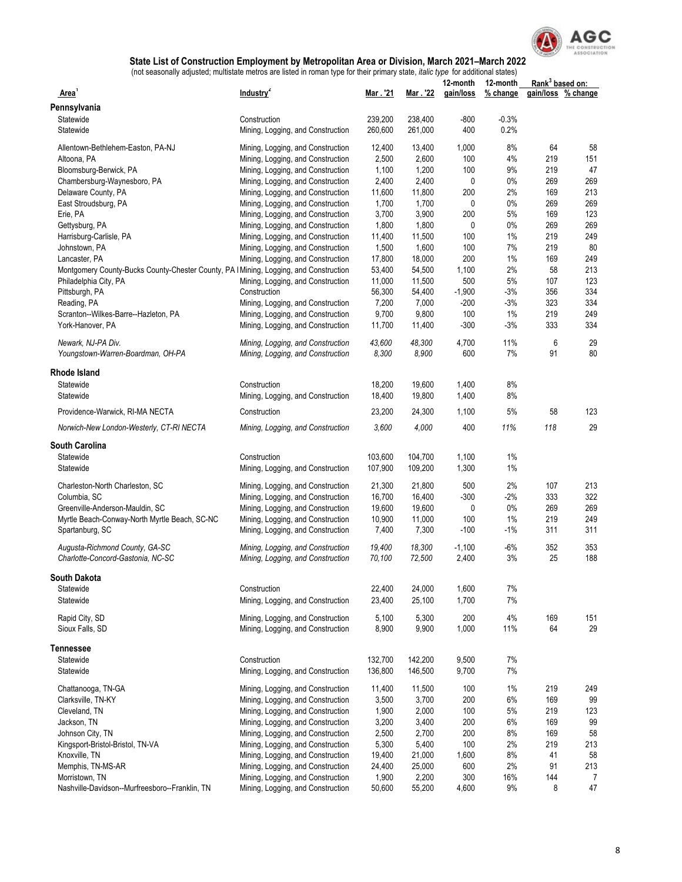# State List of Construction Employment by Metropolitan Area or Division, March 2021–March 2022

(not seasonally adjusted; multistate metros are listed in roman type for their primary state, *italic type* for additional states)

| Area[1] | Industry[2] | Mar . '21 | Mar . '22 | 12-month gain/loss | 12-month % change | Rank[3] based on: gain/loss | Rank[3] based on: % change |
|---|---|---|---|---|---|---|---|
| **Pennsylvania** | | | | | | | |
| Statewide | Construction | 239,200 | 238,400 | -800 | -0.3% | | |
| Statewide | Mining, Logging, and Construction | 260,600 | 261,000 | 400 | 0.2% | | |
| Allentown-Bethlehem-Easton, PA-NJ | Mining, Logging, and Construction | 12,400 | 13,400 | 1,000 | 8% | 64 | 58 |
| Altoona, PA | Mining, Logging, and Construction | 2,500 | 2,600 | 100 | 4% | 219 | 151 |
| Bloomsburg-Berwick, PA | Mining, Logging, and Construction | 1,100 | 1,200 | 100 | 9% | 219 | 47 |
| Chambersburg-Waynesboro, PA | Mining, Logging, and Construction | 2,400 | 2,400 | 0 | 0% | 269 | 269 |
| Delaware County, PA | Mining, Logging, and Construction | 11,600 | 11,800 | 200 | 2% | 169 | 213 |
| East Stroudsburg, PA | Mining, Logging, and Construction | 1,700 | 1,700 | 0 | 0% | 269 | 269 |
| Erie, PA | Mining, Logging, and Construction | 3,700 | 3,900 | 200 | 5% | 169 | 123 |
| Gettysburg, PA | Mining, Logging, and Construction | 1,800 | 1,800 | 0 | 0% | 269 | 269 |
| Harrisburg-Carlisle, PA | Mining, Logging, and Construction | 11,400 | 11,500 | 100 | 1% | 219 | 249 |
| Johnstown, PA | Mining, Logging, and Construction | 1,500 | 1,600 | 100 | 7% | 219 | 80 |
| Lancaster, PA | Mining, Logging, and Construction | 17,800 | 18,000 | 200 | 1% | 169 | 249 |
| Montgomery County-Bucks County-Chester County, PA I | Mining, Logging, and Construction | 53,400 | 54,500 | 1,100 | 2% | 58 | 213 |
| Philadelphia City, PA | Mining, Logging, and Construction | 11,000 | 11,500 | 500 | 5% | 107 | 123 |
| Pittsburgh, PA | Construction | 56,300 | 54,400 | -1,900 | -3% | 356 | 334 |
| Reading, PA | Mining, Logging, and Construction | 7,200 | 7,000 | -200 | -3% | 323 | 334 |
| Scranton--Wilkes-Barre--Hazleton, PA | Mining, Logging, and Construction | 9,700 | 9,800 | 100 | 1% | 219 | 249 |
| York-Hanover, PA | Mining, Logging, and Construction | 11,700 | 11,400 | -300 | -3% | 333 | 334 |
| *Newark, NJ-PA Div.* | *Mining, Logging, and Construction* | *43,600* | *48,300* | 4,700 | 11% | 6 | 29 |
| *Youngstown-Warren-Boardman, OH-PA* | *Mining, Logging, and Construction* | *8,300* | *8,900* | 600 | 7% | 91 | 80 |
| **Rhode Island** | | | | | | | |
| Statewide | Construction | 18,200 | 19,600 | 1,400 | 8% | | |
| Statewide | Mining, Logging, and Construction | 18,400 | 19,800 | 1,400 | 8% | | |
| Providence-Warwick, RI-MA NECTA | Construction | 23,200 | 24,300 | 1,100 | 5% | 58 | 123 |
| *Norwich-New London-Westerly, CT-RI NECTA* | *Mining, Logging, and Construction* | *3,600* | *4,000* | 400 | *11%* | *118* | 29 |
| **South Carolina** | | | | | | | |
| Statewide | Construction | 103,600 | 104,700 | 1,100 | 1% | | |
| Statewide | Mining, Logging, and Construction | 107,900 | 109,200 | 1,300 | 1% | | |
| Charleston-North Charleston, SC | Mining, Logging, and Construction | 21,300 | 21,800 | 500 | 2% | 107 | 213 |
| Columbia, SC | Mining, Logging, and Construction | 16,700 | 16,400 | -300 | -2% | 333 | 322 |
| Greenville-Anderson-Mauldin, SC | Mining, Logging, and Construction | 19,600 | 19,600 | 0 | 0% | 269 | 269 |
| Myrtle Beach-Conway-North Myrtle Beach, SC-NC | Mining, Logging, and Construction | 10,900 | 11,000 | 100 | 1% | 219 | 249 |
| Spartanburg, SC | Mining, Logging, and Construction | 7,400 | 7,300 | -100 | -1% | 311 | 311 |
| *Augusta-Richmond County, GA-SC* | *Mining, Logging, and Construction* | *19,400* | *18,300* | -1,100 | -6% | 352 | 353 |
| *Charlotte-Concord-Gastonia, NC-SC* | *Mining, Logging, and Construction* | *70,100* | *72,500* | 2,400 | 3% | 25 | 188 |
| **South Dakota** | | | | | | | |
| Statewide | Construction | 22,400 | 24,000 | 1,600 | 7% | | |
| Statewide | Mining, Logging, and Construction | 23,400 | 25,100 | 1,700 | 7% | | |
| Rapid City, SD | Mining, Logging, and Construction | 5,100 | 5,300 | 200 | 4% | 169 | 151 |
| Sioux Falls, SD | Mining, Logging, and Construction | 8,900 | 9,900 | 1,000 | 11% | 64 | 29 |
| **Tennessee** | | | | | | | |
| Statewide | Construction | 132,700 | 142,200 | 9,500 | 7% | | |
| Statewide | Mining, Logging, and Construction | 136,800 | 146,500 | 9,700 | 7% | | |
| Chattanooga, TN-GA | Mining, Logging, and Construction | 11,400 | 11,500 | 100 | 1% | 219 | 249 |
| Clarksville, TN-KY | Mining, Logging, and Construction | 3,500 | 3,700 | 200 | 6% | 169 | 99 |
| Cleveland, TN | Mining, Logging, and Construction | 1,900 | 2,000 | 100 | 5% | 219 | 123 |
| Jackson, TN | Mining, Logging, and Construction | 3,200 | 3,400 | 200 | 6% | 169 | 99 |
| Johnson City, TN | Mining, Logging, and Construction | 2,500 | 2,700 | 200 | 8% | 169 | 58 |
| Kingsport-Bristol-Bristol, TN-VA | Mining, Logging, and Construction | 5,300 | 5,400 | 100 | 2% | 219 | 213 |
| Knoxville, TN | Mining, Logging, and Construction | 19,400 | 21,000 | 1,600 | 8% | 41 | 58 |
| Memphis, TN-MS-AR | Mining, Logging, and Construction | 24,400 | 25,000 | 600 | 2% | 91 | 213 |
| Morristown, TN | Mining, Logging, and Construction | 1,900 | 2,200 | 300 | 16% | 144 | 7 |
| Nashville-Davidson--Murfreesboro--Franklin, TN | Mining, Logging, and Construction | 50,600 | 55,200 | 4,600 | 9% | 8 | 47 |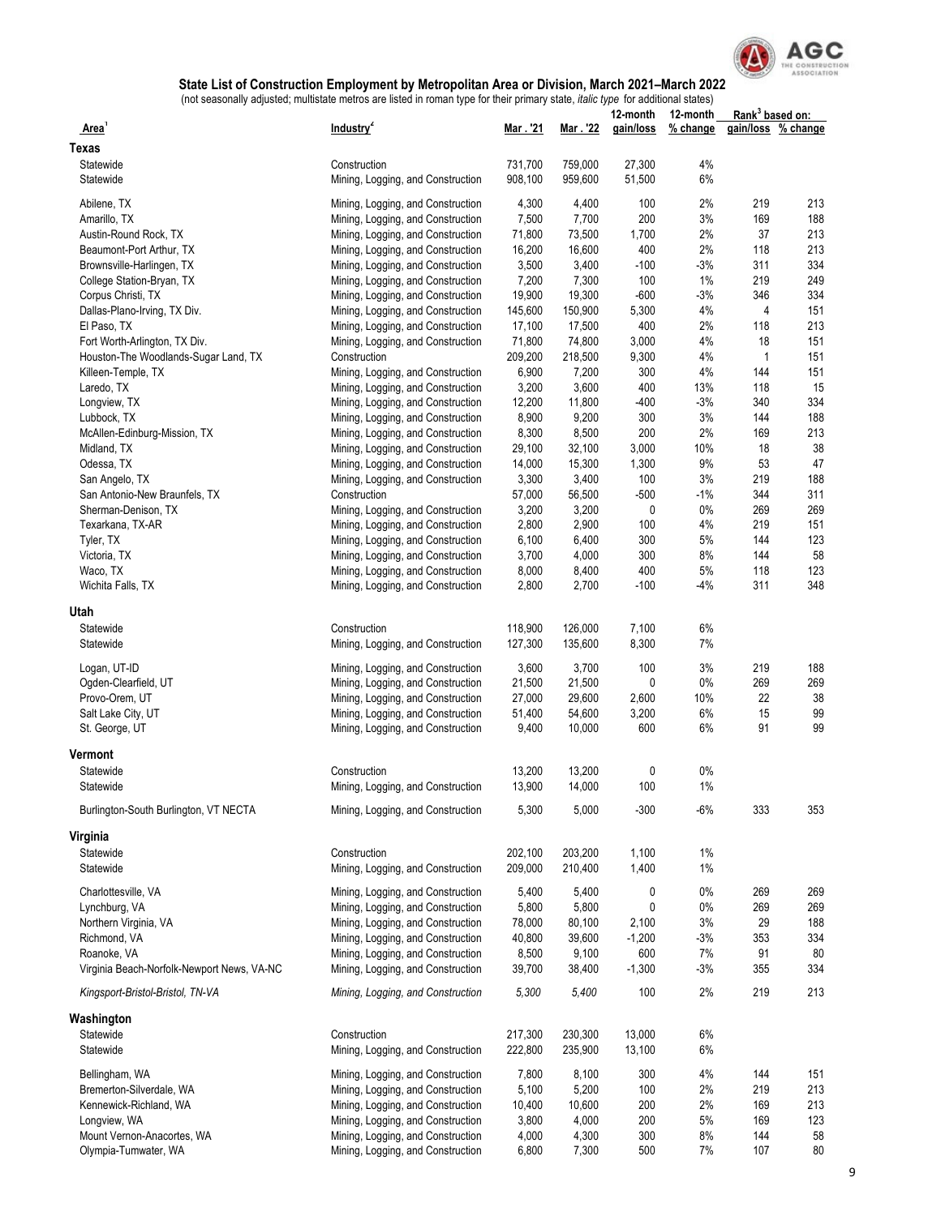## State List of Construction Employment by Metropolitan Area or Division, March 2021–March 2022

(not seasonally adjusted; multistate metros are listed in roman type for their primary state, *italic type* for additional states)

| Area[1] | Industry[2] | Mar . '21 | Mar . '22 | 12-month gain/loss | 12-month % change | Rank[3] based on: gain/loss | Rank[3] based on: % change |
|---|---|---|---|---|---|---|---|
| **Texas** | | | | | | | |
| Statewide | Construction | 731,700 | 759,000 | 27,300 | 4% | | |
| Statewide | Mining, Logging, and Construction | 908,100 | 959,600 | 51,500 | 6% | | |
| Abilene, TX | Mining, Logging, and Construction | 4,300 | 4,400 | 100 | 2% | 219 | 213 |
| Amarillo, TX | Mining, Logging, and Construction | 7,500 | 7,700 | 200 | 3% | 169 | 188 |
| Austin-Round Rock, TX | Mining, Logging, and Construction | 71,800 | 73,500 | 1,700 | 2% | 37 | 213 |
| Beaumont-Port Arthur, TX | Mining, Logging, and Construction | 16,200 | 16,600 | 400 | 2% | 118 | 213 |
| Brownsville-Harlingen, TX | Mining, Logging, and Construction | 3,500 | 3,400 | -100 | -3% | 311 | 334 |
| College Station-Bryan, TX | Mining, Logging, and Construction | 7,200 | 7,300 | 100 | 1% | 219 | 249 |
| Corpus Christi, TX | Mining, Logging, and Construction | 19,900 | 19,300 | -600 | -3% | 346 | 334 |
| Dallas-Plano-Irving, TX Div. | Mining, Logging, and Construction | 145,600 | 150,900 | 5,300 | 4% | 4 | 151 |
| El Paso, TX | Mining, Logging, and Construction | 17,100 | 17,500 | 400 | 2% | 118 | 213 |
| Fort Worth-Arlington, TX Div. | Mining, Logging, and Construction | 71,800 | 74,800 | 3,000 | 4% | 18 | 151 |
| Houston-The Woodlands-Sugar Land, TX | Construction | 209,200 | 218,500 | 9,300 | 4% | 1 | 151 |
| Killeen-Temple, TX | Mining, Logging, and Construction | 6,900 | 7,200 | 300 | 4% | 144 | 151 |
| Laredo, TX | Mining, Logging, and Construction | 3,200 | 3,600 | 400 | 13% | 118 | 15 |
| Longview, TX | Mining, Logging, and Construction | 12,200 | 11,800 | -400 | -3% | 340 | 334 |
| Lubbock, TX | Mining, Logging, and Construction | 8,900 | 9,200 | 300 | 3% | 144 | 188 |
| McAllen-Edinburg-Mission, TX | Mining, Logging, and Construction | 8,300 | 8,500 | 200 | 2% | 169 | 213 |
| Midland, TX | Mining, Logging, and Construction | 29,100 | 32,100 | 3,000 | 10% | 18 | 38 |
| Odessa, TX | Mining, Logging, and Construction | 14,000 | 15,300 | 1,300 | 9% | 53 | 47 |
| San Angelo, TX | Mining, Logging, and Construction | 3,300 | 3,400 | 100 | 3% | 219 | 188 |
| San Antonio-New Braunfels, TX | Construction | 57,000 | 56,500 | -500 | -1% | 344 | 311 |
| Sherman-Denison, TX | Mining, Logging, and Construction | 3,200 | 3,200 | 0 | 0% | 269 | 269 |
| Texarkana, TX-AR | Mining, Logging, and Construction | 2,800 | 2,900 | 100 | 4% | 219 | 151 |
| Tyler, TX | Mining, Logging, and Construction | 6,100 | 6,400 | 300 | 5% | 144 | 123 |
| Victoria, TX | Mining, Logging, and Construction | 3,700 | 4,000 | 300 | 8% | 144 | 58 |
| Waco, TX | Mining, Logging, and Construction | 8,000 | 8,400 | 400 | 5% | 118 | 123 |
| Wichita Falls, TX | Mining, Logging, and Construction | 2,800 | 2,700 | -100 | -4% | 311 | 348 |
| **Utah** | | | | | | | |
| Statewide | Construction | 118,900 | 126,000 | 7,100 | 6% | | |
| Statewide | Mining, Logging, and Construction | 127,300 | 135,600 | 8,300 | 7% | | |
| Logan, UT-ID | Mining, Logging, and Construction | 3,600 | 3,700 | 100 | 3% | 219 | 188 |
| Ogden-Clearfield, UT | Mining, Logging, and Construction | 21,500 | 21,500 | 0 | 0% | 269 | 269 |
| Provo-Orem, UT | Mining, Logging, and Construction | 27,000 | 29,600 | 2,600 | 10% | 22 | 38 |
| Salt Lake City, UT | Mining, Logging, and Construction | 51,400 | 54,600 | 3,200 | 6% | 15 | 99 |
| St. George, UT | Mining, Logging, and Construction | 9,400 | 10,000 | 600 | 6% | 91 | 99 |
| **Vermont** | | | | | | | |
| Statewide | Construction | 13,200 | 13,200 | 0 | 0% | | |
| Statewide | Mining, Logging, and Construction | 13,900 | 14,000 | 100 | 1% | | |
| Burlington-South Burlington, VT NECTA | Mining, Logging, and Construction | 5,300 | 5,000 | -300 | -6% | 333 | 353 |
| **Virginia** | | | | | | | |
| Statewide | Construction | 202,100 | 203,200 | 1,100 | 1% | | |
| Statewide | Mining, Logging, and Construction | 209,000 | 210,400 | 1,400 | 1% | | |
| Charlottesville, VA | Mining, Logging, and Construction | 5,400 | 5,400 | 0 | 0% | 269 | 269 |
| Lynchburg, VA | Mining, Logging, and Construction | 5,800 | 5,800 | 0 | 0% | 269 | 269 |
| Northern Virginia, VA | Mining, Logging, and Construction | 78,000 | 80,100 | 2,100 | 3% | 29 | 188 |
| Richmond, VA | Mining, Logging, and Construction | 40,800 | 39,600 | -1,200 | -3% | 353 | 334 |
| Roanoke, VA | Mining, Logging, and Construction | 8,500 | 9,100 | 600 | 7% | 91 | 80 |
| Virginia Beach-Norfolk-Newport News, VA-NC | Mining, Logging, and Construction | 39,700 | 38,400 | -1,300 | -3% | 355 | 334 |
| *Kingsport-Bristol-Bristol, TN-VA* | *Mining, Logging, and Construction* | *5,300* | *5,400* | 100 | 2% | 219 | 213 |
| **Washington** | | | | | | | |
| Statewide | Construction | 217,300 | 230,300 | 13,000 | 6% | | |
| Statewide | Mining, Logging, and Construction | 222,800 | 235,900 | 13,100 | 6% | | |
| Bellingham, WA | Mining, Logging, and Construction | 7,800 | 8,100 | 300 | 4% | 144 | 151 |
| Bremerton-Silverdale, WA | Mining, Logging, and Construction | 5,100 | 5,200 | 100 | 2% | 219 | 213 |
| Kennewick-Richland, WA | Mining, Logging, and Construction | 10,400 | 10,600 | 200 | 2% | 169 | 213 |
| Longview, WA | Mining, Logging, and Construction | 3,800 | 4,000 | 200 | 5% | 169 | 123 |
| Mount Vernon-Anacortes, WA | Mining, Logging, and Construction | 4,000 | 4,300 | 300 | 8% | 144 | 58 |
| Olympia-Tumwater, WA | Mining, Logging, and Construction | 6,800 | 7,300 | 500 | 7% | 107 | 80 |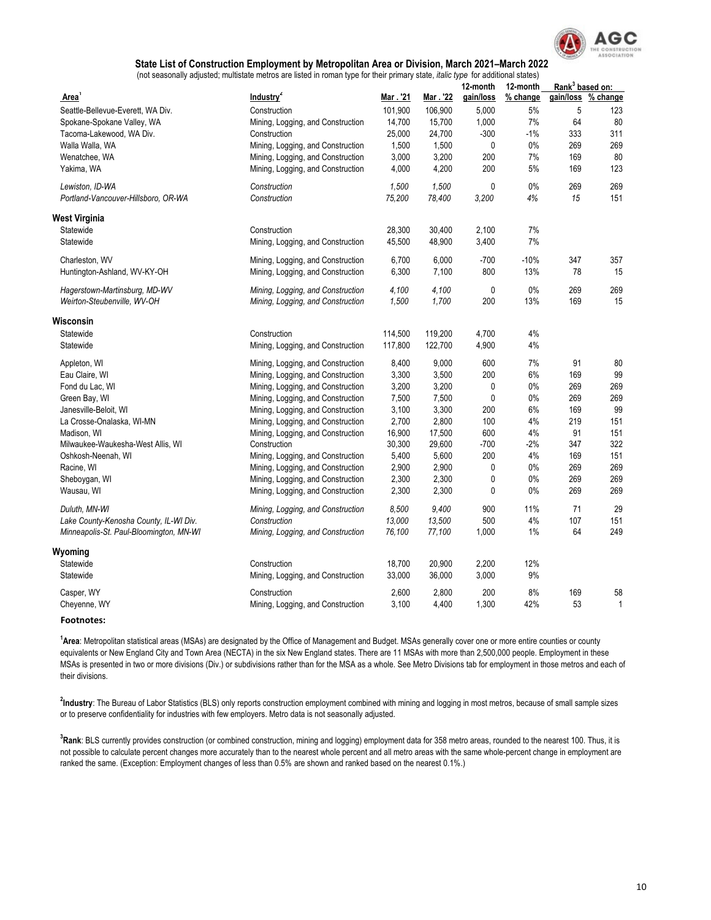## State List of Construction Employment by Metropolitan Area or Division, March 2021–March 2022

(not seasonally adjusted; multistate metros are listed in roman type for their primary state, *italic type* for additional states)

| Area[1] | Industry[2] | Mar. '21 | Mar. '22 | 12-month gain/loss | 12-month % change | Rank[3] based on: gain/loss | Rank[3] based on: % change |
|---|---|---|---|---|---|---|---|
| Seattle-Bellevue-Everett, WA Div. | Construction | 101,900 | 106,900 | 5,000 | 5% | 5 | 123 |
| Spokane-Spokane Valley, WA | Mining, Logging, and Construction | 14,700 | 15,700 | 1,000 | 7% | 64 | 80 |
| Tacoma-Lakewood, WA Div. | Construction | 25,000 | 24,700 | -300 | -1% | 333 | 311 |
| Walla Walla, WA | Mining, Logging, and Construction | 1,500 | 1,500 | 0 | 0% | 269 | 269 |
| Wenatchee, WA | Mining, Logging, and Construction | 3,000 | 3,200 | 200 | 7% | 169 | 80 |
| Yakima, WA | Mining, Logging, and Construction | 4,000 | 4,200 | 200 | 5% | 169 | 123 |
| *Lewiston, ID-WA* | *Construction* | *1,500* | *1,500* | 0 | 0% | 269 | 269 |
| *Portland-Vancouver-Hillsboro, OR-WA* | *Construction* | *75,200* | *78,400* | *3,200* | *4%* | *15* | 151 |
| **West Virginia** | | | | | | | |
| Statewide | Construction | 28,300 | 30,400 | 2,100 | 7% | | |
| Statewide | Mining, Logging, and Construction | 45,500 | 48,900 | 3,400 | 7% | | |
| Charleston, WV | Mining, Logging, and Construction | 6,700 | 6,000 | -700 | -10% | 347 | 357 |
| Huntington-Ashland, WV-KY-OH | Mining, Logging, and Construction | 6,300 | 7,100 | 800 | 13% | 78 | 15 |
| *Hagerstown-Martinsburg, MD-WV* | *Mining, Logging, and Construction* | *4,100* | *4,100* | 0 | 0% | 269 | 269 |
| *Weirton-Steubenville, WV-OH* | *Mining, Logging, and Construction* | *1,500* | *1,700* | 200 | 13% | 169 | 15 |
| **Wisconsin** | | | | | | | |
| Statewide | Construction | 114,500 | 119,200 | 4,700 | 4% | | |
| Statewide | Mining, Logging, and Construction | 117,800 | 122,700 | 4,900 | 4% | | |
| Appleton, WI | Mining, Logging, and Construction | 8,400 | 9,000 | 600 | 7% | 91 | 80 |
| Eau Claire, WI | Mining, Logging, and Construction | 3,300 | 3,500 | 200 | 6% | 169 | 99 |
| Fond du Lac, WI | Mining, Logging, and Construction | 3,200 | 3,200 | 0 | 0% | 269 | 269 |
| Green Bay, WI | Mining, Logging, and Construction | 7,500 | 7,500 | 0 | 0% | 269 | 269 |
| Janesville-Beloit, WI | Mining, Logging, and Construction | 3,100 | 3,300 | 200 | 6% | 169 | 99 |
| La Crosse-Onalaska, WI-MN | Mining, Logging, and Construction | 2,700 | 2,800 | 100 | 4% | 219 | 151 |
| Madison, WI | Mining, Logging, and Construction | 16,900 | 17,500 | 600 | 4% | 91 | 151 |
| Milwaukee-Waukesha-West Allis, WI | Construction | 30,300 | 29,600 | -700 | -2% | 347 | 322 |
| Oshkosh-Neenah, WI | Mining, Logging, and Construction | 5,400 | 5,600 | 200 | 4% | 169 | 151 |
| Racine, WI | Mining, Logging, and Construction | 2,900 | 2,900 | 0 | 0% | 269 | 269 |
| Sheboygan, WI | Mining, Logging, and Construction | 2,300 | 2,300 | 0 | 0% | 269 | 269 |
| Wausau, WI | Mining, Logging, and Construction | 2,300 | 2,300 | 0 | 0% | 269 | 269 |
| *Duluth, MN-WI* | *Mining, Logging, and Construction* | *8,500* | *9,400* | 900 | 11% | 71 | 29 |
| *Lake County-Kenosha County, IL-WI Div.* | *Construction* | *13,000* | *13,500* | 500 | 4% | 107 | 151 |
| *Minneapolis-St. Paul-Bloomington, MN-WI* | *Mining, Logging, and Construction* | *76,100* | *77,100* | 1,000 | 1% | 64 | 249 |
| **Wyoming** | | | | | | | |
| Statewide | Construction | 18,700 | 20,900 | 2,200 | 12% | | |
| Statewide | Mining, Logging, and Construction | 33,000 | 36,000 | 3,000 | 9% | | |
| Casper, WY | Construction | 2,600 | 2,800 | 200 | 8% | 169 | 58 |
| Cheyenne, WY | Mining, Logging, and Construction | 3,100 | 4,400 | 1,300 | 42% | 53 | 1 |

**Footnotes:**

[1]**Area**: Metropolitan statistical areas (MSAs) are designated by the Office of Management and Budget. MSAs generally cover one or more entire counties or county equivalents or New England City and Town Area (NECTA) in the six New England states. There are 11 MSAs with more than 2,500,000 people. Employment in these MSAs is presented in two or more divisions (Div.) or subdivisions rather than for the MSA as a whole. See Metro Divisions tab for employment in those metros and each of their divisions.

[2]**Industry**: The Bureau of Labor Statistics (BLS) only reports construction employment combined with mining and logging in most metros, because of small sample sizes or to preserve confidentiality for industries with few employers. Metro data is not seasonally adjusted.

[3]**Rank**: BLS currently provides construction (or combined construction, mining and logging) employment data for 358 metro areas, rounded to the nearest 100. Thus, it is not possible to calculate percent changes more accurately than to the nearest whole percent and all metro areas with the same whole-percent change in employment are ranked the same. (Exception: Employment changes of less than 0.5% are shown and ranked based on the nearest 0.1%.)